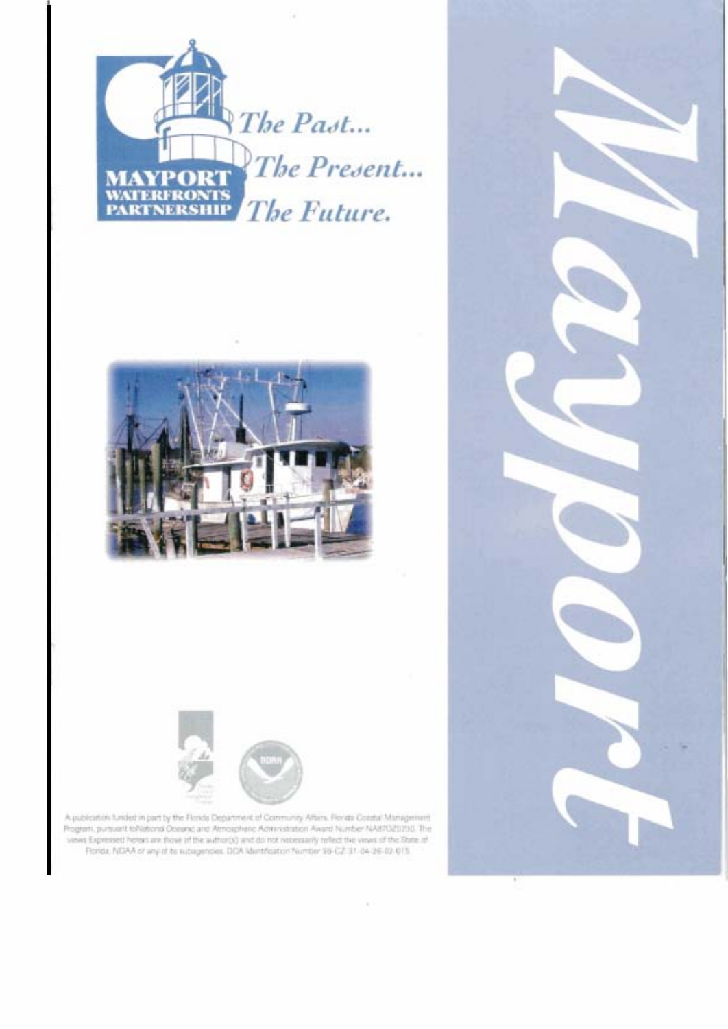MAYPORT WATERFRONTS PARTNERSHIP

*The Past...*
*The Present...*
*The Future.*

# Mayport

A publication funded in part by the Florida Department of Community Affairs, Florida Coastal Management Program, pursuant toNational Oceanic and Atmospheric Administration Award Number NA87OZ0230. The views Expressed herein are those of the author(s) and do not necessarily reflect the views of the State of Florida, NOAA or any of its subagencies. DCA Identification Number 99-CZ-31-04-26-02-015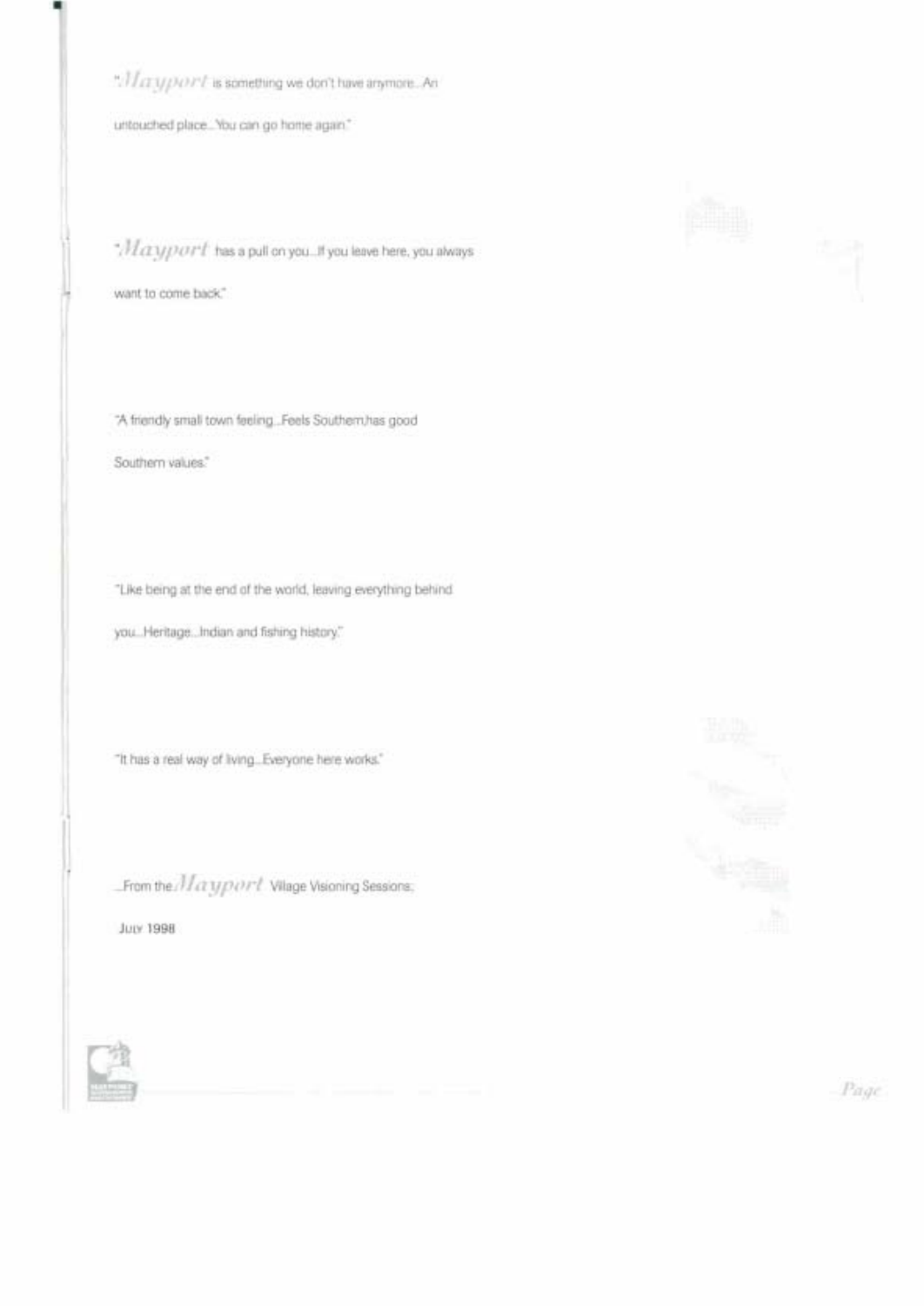"*Mayport* is something we don't have anymore...An untouched place...You can go home again."

"*Mayport* has a pull on you...If you leave here, you always want to come back."

"A friendly small town feeling...Feels Southern,has good Southern values."

"Like being at the end of the world, leaving everything behind you...Heritage...Indian and fishing history."

"It has a real way of living...Everyone here works."

...From the *Mayport* Village Visioning Sessions;

July 1998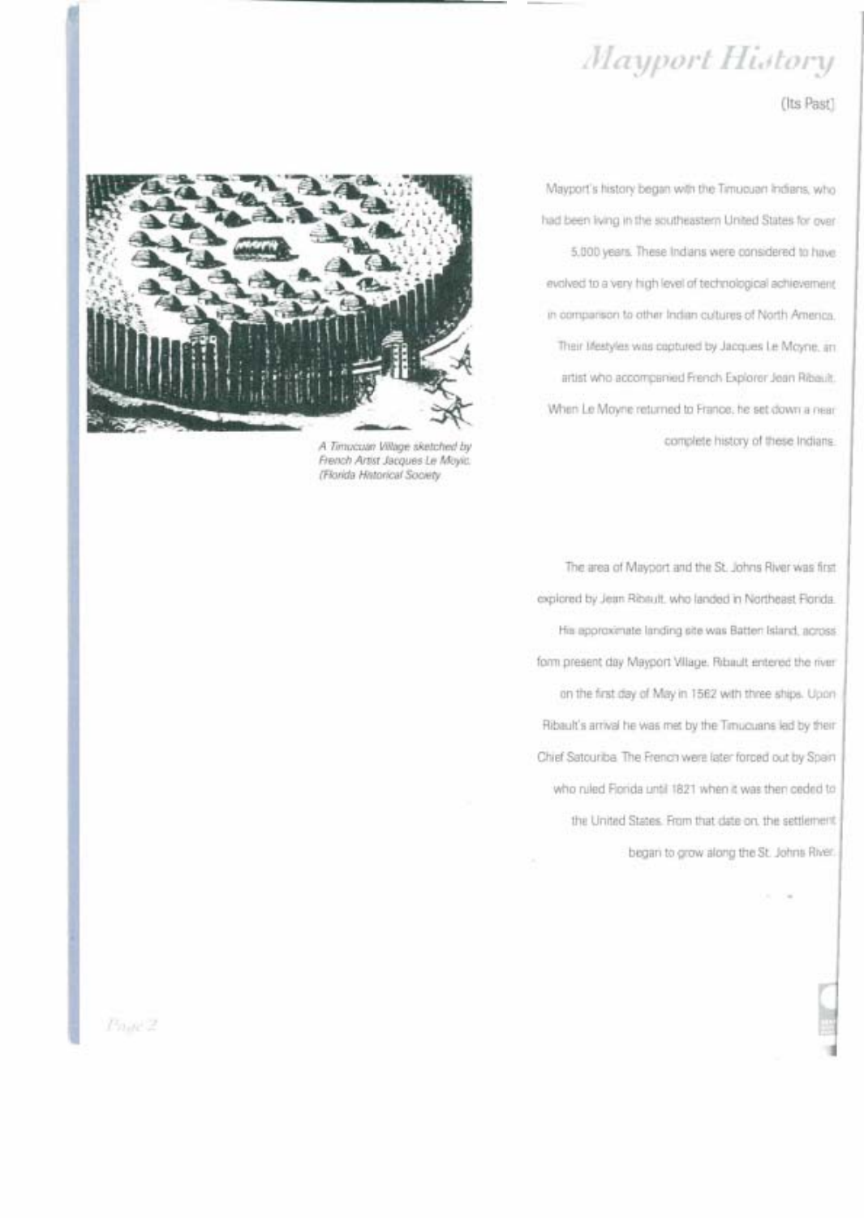# Mayport History

(Its Past)

A Timucuan Village sketched by French Artist Jacques Le Moyic. (Florida Historical Society

Mayport's history began with the Timucuan Indians, who had been living in the southeastern United States for over 5,000 years. These Indians were considered to have evolved to a very high level of technological achievement in comparison to other Indian cultures of North America. Their lifestyles was captured by Jacques Le Moyne, an artist who accompanied French Explorer Jean Ribault. When Le Moyne returned to France, he set down a near complete history of these Indians.

The area of Mayport and the St. Johns River was first explored by Jean Ribault, who landed in Northeast Florida. His approximate landing site was Batten Island, across form present day Mayport Village. Ribault entered the river on the first day of May in 1562 with three ships. Upon Ribault's arrival he was met by the Timucuans led by their Chief Satouriba. The French were later forced out by Spain who ruled Florida until 1821 when it was then ceded to the United States. From that date on, the settlement began to grow along the St. Johns River.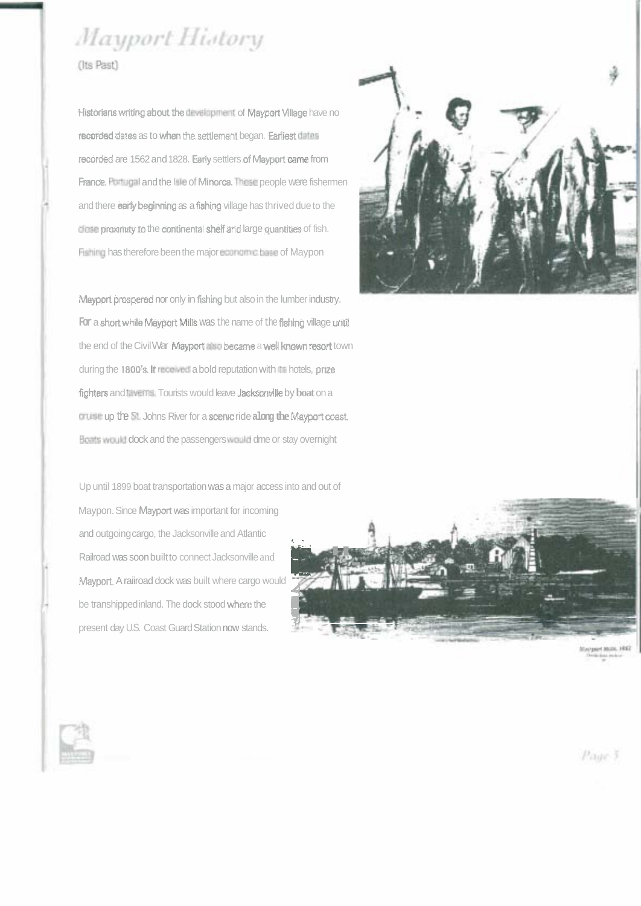# Mayport History

(Its Past)

Historians writing about the development of Mayport Village have no recorded dates as to when the settlement began. Earliest dates recorded are 1562 and 1828. Early settlers of Mayport came from France, Portugal and the Isle of Minorca. These people were fishermen and there early beginning as a fishing village has thrived due to the close proximity to the continental shelf and large quantities of fish. Fishing has therefore been the major economic base of Maypon

Mayport prospered nor only in fishing but also in the lumber industry. For a short while Mayport Mills was the name of the fishing village until the end of the Civil War. Mayport also became a well known resort town during the 1800's. It received a bold reputation with its hotels, prize fighters and taverns. Tourists would leave Jacksonville by boat on a cruise up the St. Johns River for a scenic ride along the Mayport coast. Boats would dock and the passengers would dme or stay overnight

Up until 1899 boat transportation was a major access into and out of Maypon. Since Mayport was important for incoming and outgoing cargo, the Jacksonville and Atlantic Railroad was soon built to connect Jacksonville and Mayport. A raiiroad dock was built where cargo would be transhipped inland. The dock stood where the present day U.S. Coast Guard Station now stands.

Mayport Main, 1882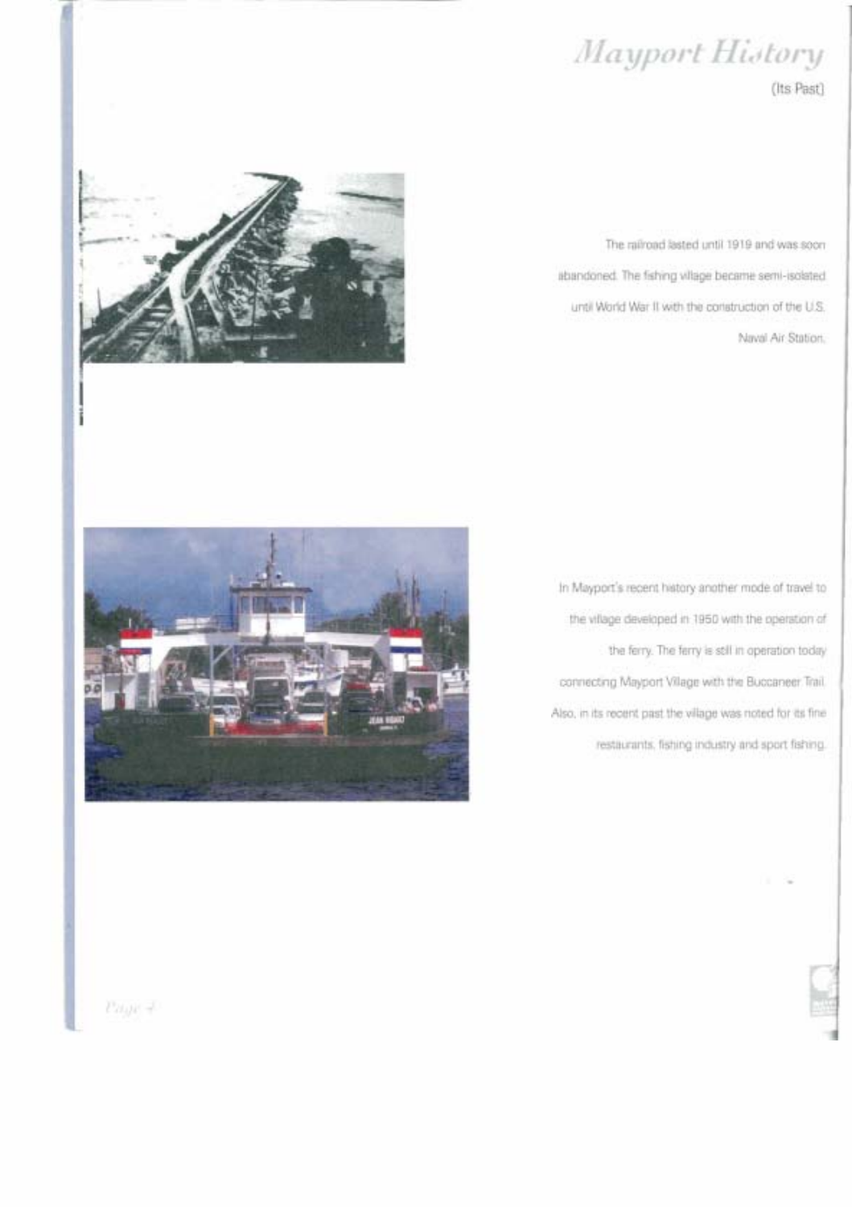# *Mayport History*

(Its Past)

The railroad lasted until 1919 and was soon abandoned. The fishing village became semi-isolated until World War II with the construction of the U.S. Naval Air Station.

In Mayport's recent history another mode of travel to the village developed in 1950 with the operation of the ferry. The ferry is still in operation today connecting Mayport Village with the Buccaneer Trail. Also, in its recent past the village was noted for its fine restaurants, fishing industry and sport fishing.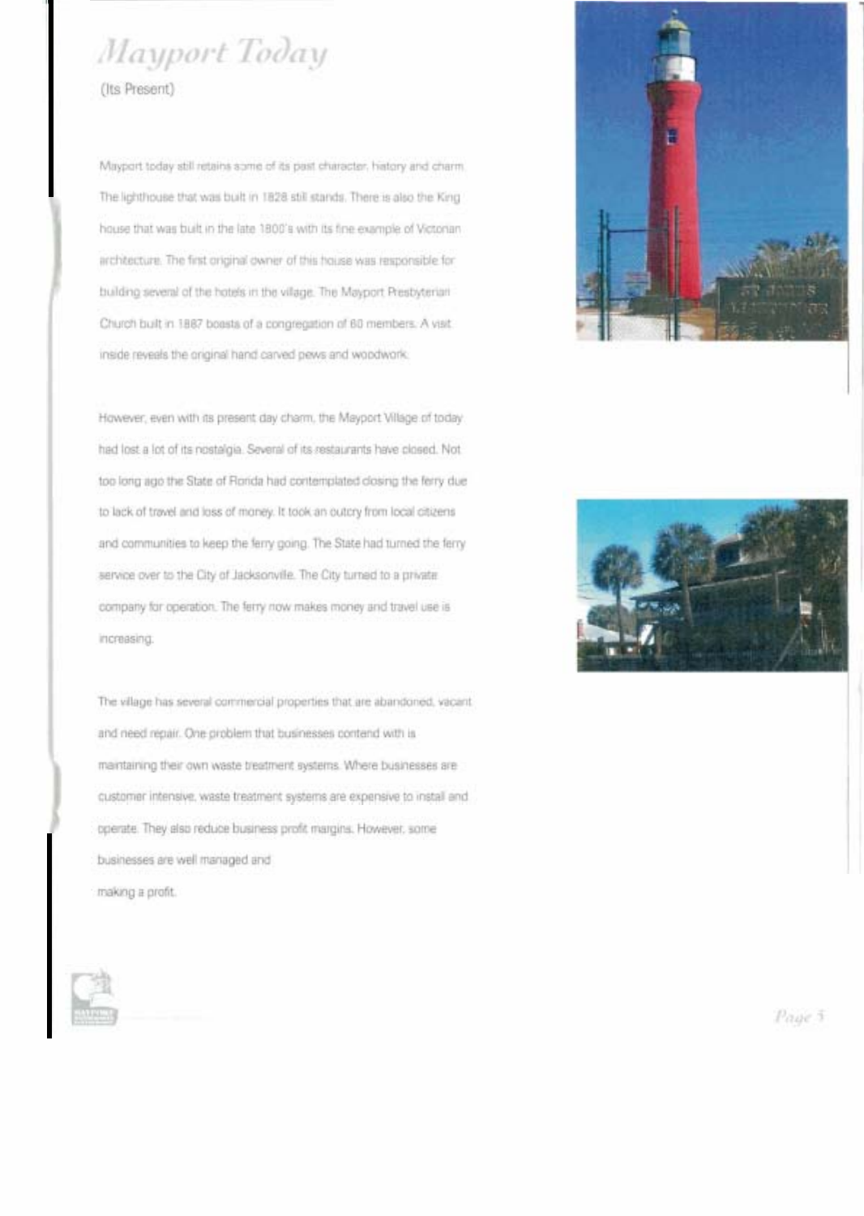# *Mayport Today*

(Its Present)

Mayport today still retains some of its past character, history and charm. The lighthouse that was built in 1828 still stands. There is also the King house that was built in the late 1800's with its fine example of Victorian architecture. The first original owner of this house was responsible for building several of the hotels in the village. The Mayport Presbyterian Church built in 1887 boasts of a congregation of 60 members. A visit inside reveals the original hand carved pews and woodwork.

However, even with its present day charm, the Mayport Village of today had lost a lot of its nostalgia. Several of its restaurants have closed. Not too long ago the State of Florida had contemplated closing the ferry due to lack of travel and loss of money. It took an outcry from local citizens and communities to keep the ferry going. The State had turned the ferry service over to the City of Jacksonville. The City turned to a private company for operation. The ferry now makes money and travel use is increasing.

The village has several commercial properties that are abandoned, vacant and need repair. One problem that businesses contend with is maintaining their own waste treatment systems. Where businesses are customer intensive, waste treatment systems are expensive to install and operate. They also reduce business profit margins. However, some businesses are well managed and making a profit.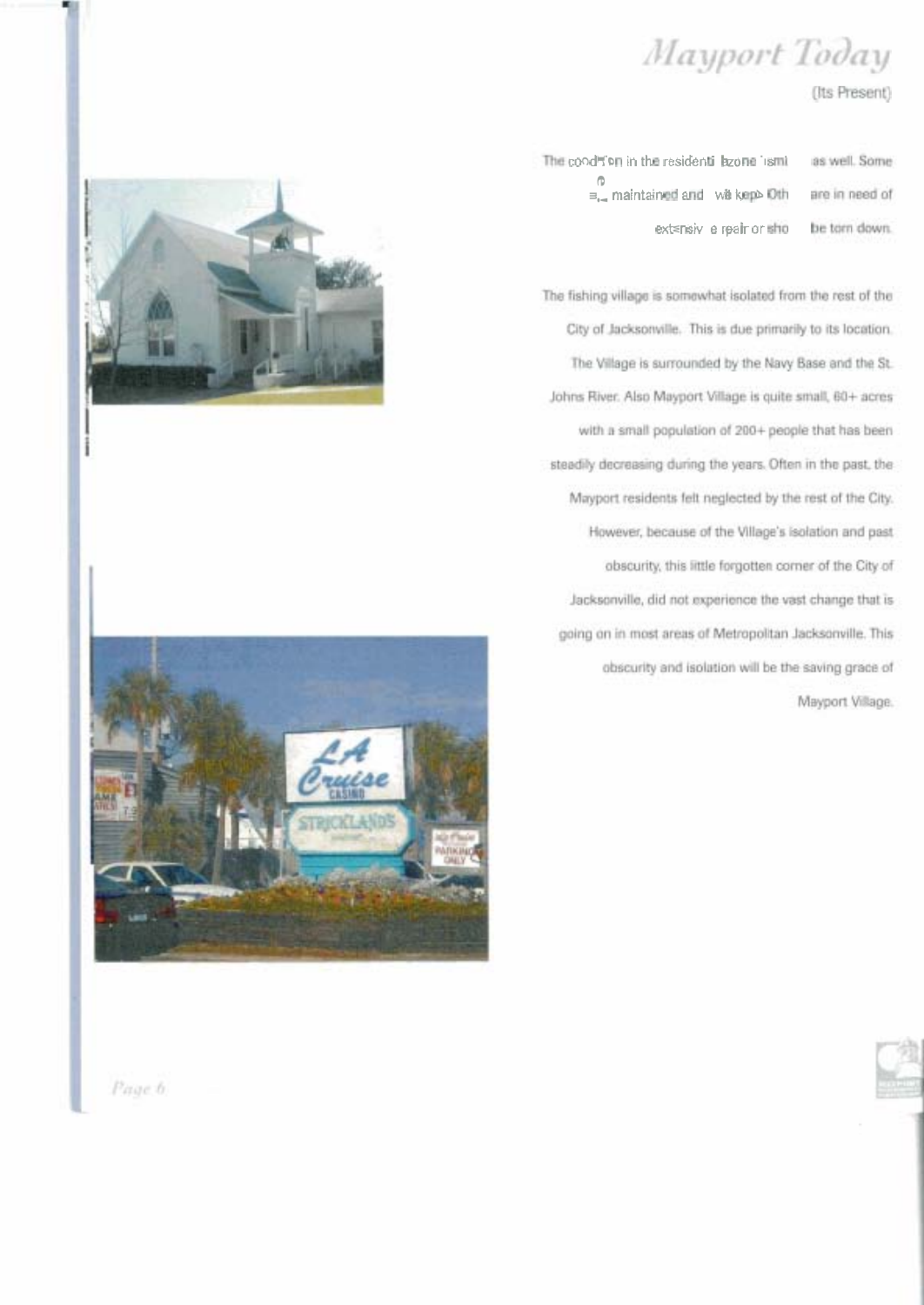# Mayport Today

(Its Present)

The condition in the residential zone is mixed as well. Some are maintained and well kept. Others are in need of extensive repair or should be torn down.

The fishing village is somewhat isolated from the rest of the City of Jacksonville. This is due primarily to its location. The Village is surrounded by the Navy Base and the St. Johns River. Also Mayport Village is quite small, 60+ acres with a small population of 200+ people that has been steadily decreasing during the years. Often in the past, the Mayport residents felt neglected by the rest of the City. However, because of the Village's isolation and past obscurity, this little forgotten corner of the City of Jacksonville, did not experience the vast change that is going on in most areas of Metropolitan Jacksonville. This obscurity and isolation will be the saving grace of Mayport Village.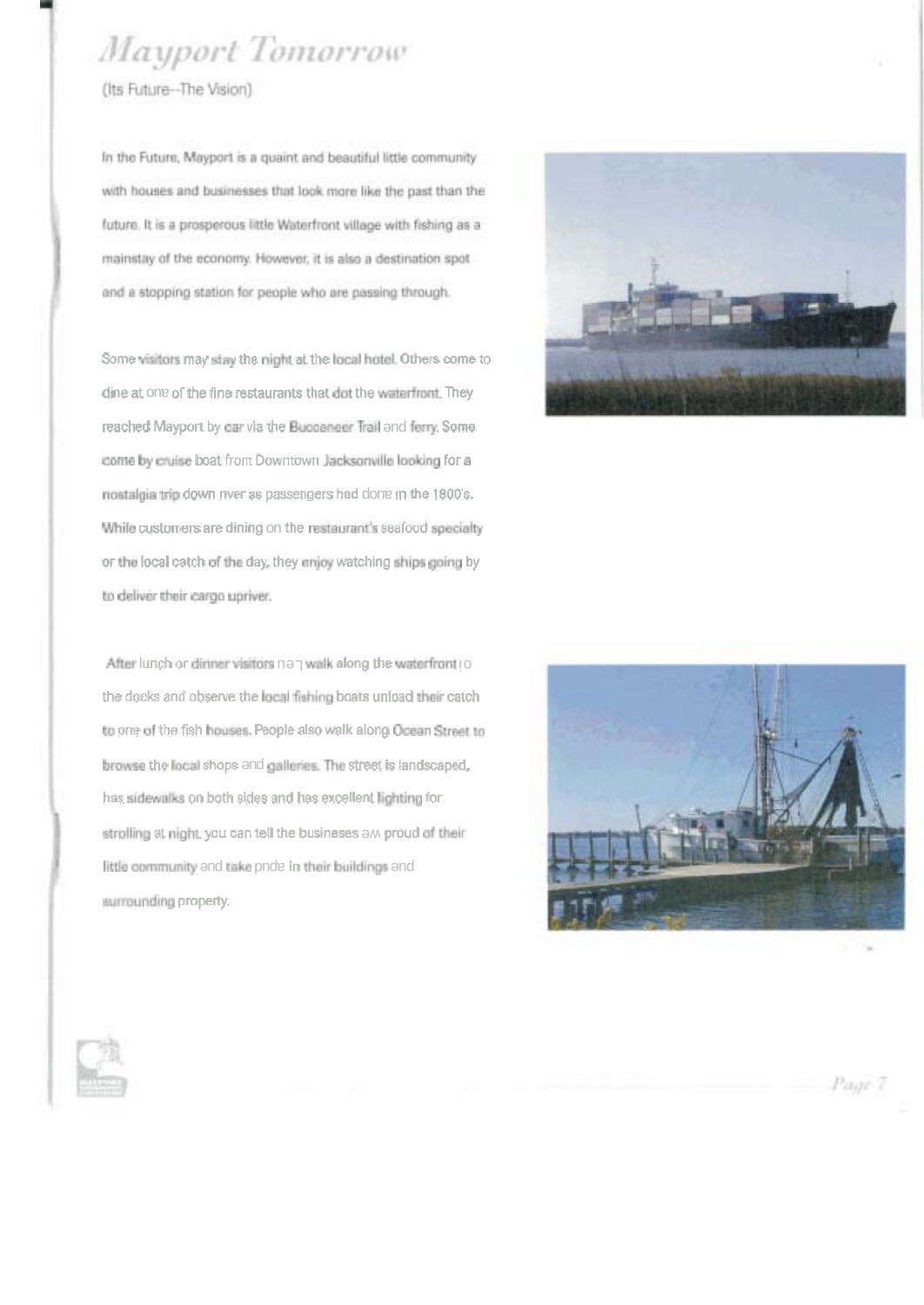# Mayport Tomorrow

(Its Future--The Vision)

In the Future, Mayport is a quaint and beautiful little community with houses and businesses that look more like the past than the future. It is a prosperous little Waterfront village with fishing as a mainstay of the economy. However, it is also a destination spot and a stopping station for people who are passing through.

Some visitors may stay the night at the local hotel. Others come to dine at one of the fine restaurants that dot the waterfront. They reached Mayport by car via the Buccaneer Trail and ferry. Some come by cruise boat from Downtown Jacksonville looking for a nostalgia trip down river as passengers had done in the 1800's. While customers are dining on the restaurant's seafood specialty or the local catch of the day, they enjoy watching ships going by to deliver their cargo upriver.

After lunch or dinner visitors may walk along the waterfront to the docks and observe the local fishing boats unload their catch to one of the fish houses. People also walk along Ocean Street to browse the local shops and galleries. The street is landscaped, has sidewalks on both sides and has excellent lighting for strolling at night. you can tell the businesses are proud of their little community and take pride in their buildings and surrounding property.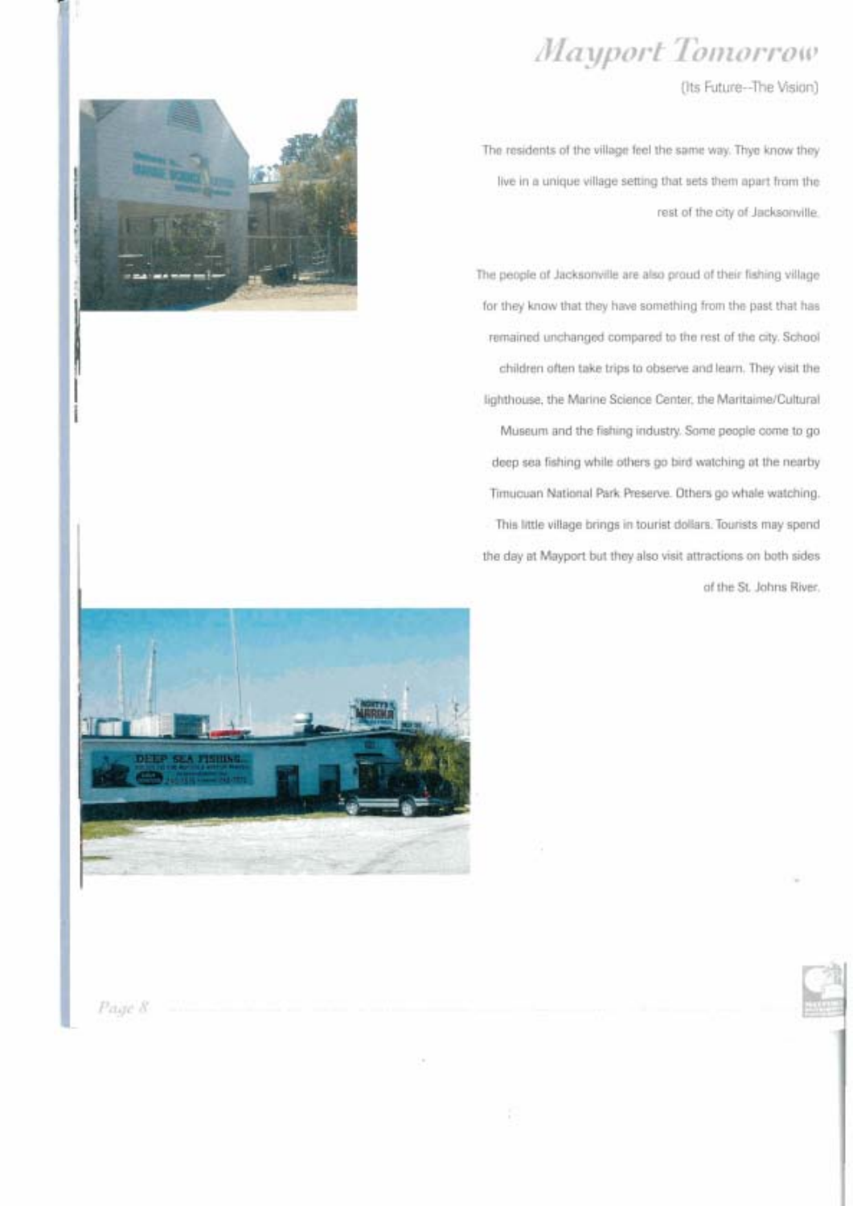# *Mayport Tomorrow*

(Its Future--The Vision)

The residents of the village feel the same way. Thye know they live in a unique village setting that sets them apart from the rest of the city of Jacksonville.

The people of Jacksonville are also proud of their fishing village for they know that they have something from the past that has remained unchanged compared to the rest of the city. School children often take trips to observe and learn. They visit the lighthouse, the Marine Science Center, the Maritaime/Cultural Museum and the fishing industry. Some people come to go deep sea fishing while others go bird watching at the nearby Timucuan National Park Preserve. Others go whale watching. This little village brings in tourist dollars. Tourists may spend the day at Mayport but they also visit attractions on both sides of the St. Johns River.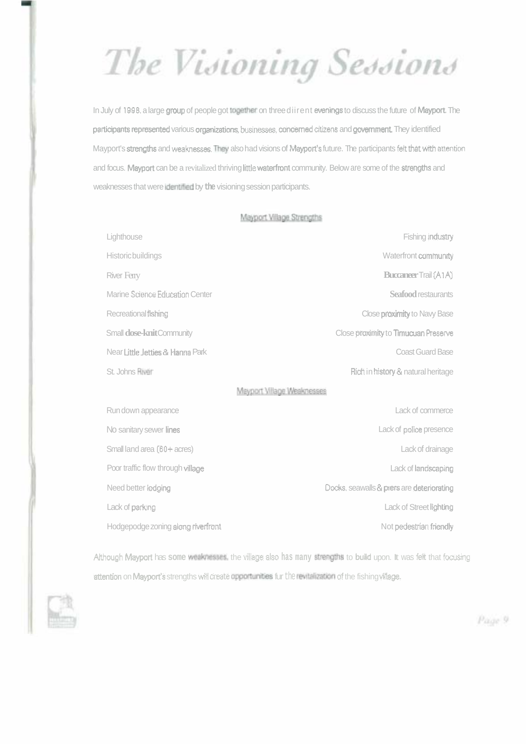# The Visioning Sessions

In July of 1998, a large group of people got together on three diirent evenings to discuss the future of Mayport. The participants represented various organizations, businesses, concerned citizens and government. They identified Mayport's strengths and weaknesses. They also had visions of Mayport's future. The participants felt that with attention and focus, Mayport can be a revitalized thriving little waterfront community. Below are some of the strengths and weaknesses that were identified by the visioning session participants.

## Mayport Village Strengths

| | |
|---|---|
| Lighthouse | Fishing industry |
| Historic buildings | Waterfront community |
| River Ferry | Buccaneer Trail (A1A) |
| Marine Science Education Center | Seafood restaurants |
| Recreational fishing | Close proximity to Navy Base |
| Small close-knit Community | Close proximity to Timucuan Preserve |
| Near Little Jetties & Hanna Park | Coast Guard Base |
| St. Johns River | Rich in history & natural heritage |

## Mayport Village Weaknesses

| | |
|---|---|
| Run down appearance | Lack of commerce |
| No sanitary sewer lines | Lack of police presence |
| Small land area (60+ acres) | Lack of drainage |
| Poor traffic flow through village | Lack of landscaping |
| Need better lodging | Docks, seawalls & piers are deteriorating |
| Lack of parking | Lack of Street lighting |
| Hodgepodge zoning along riverfront | Not pedestrian friendly |

Although Mayport has some weaknesses, the village also has many strengths to build upon. It was felt that focusing attention on Mayport's strengths will create opportunities fur the revitalization of the fishing village.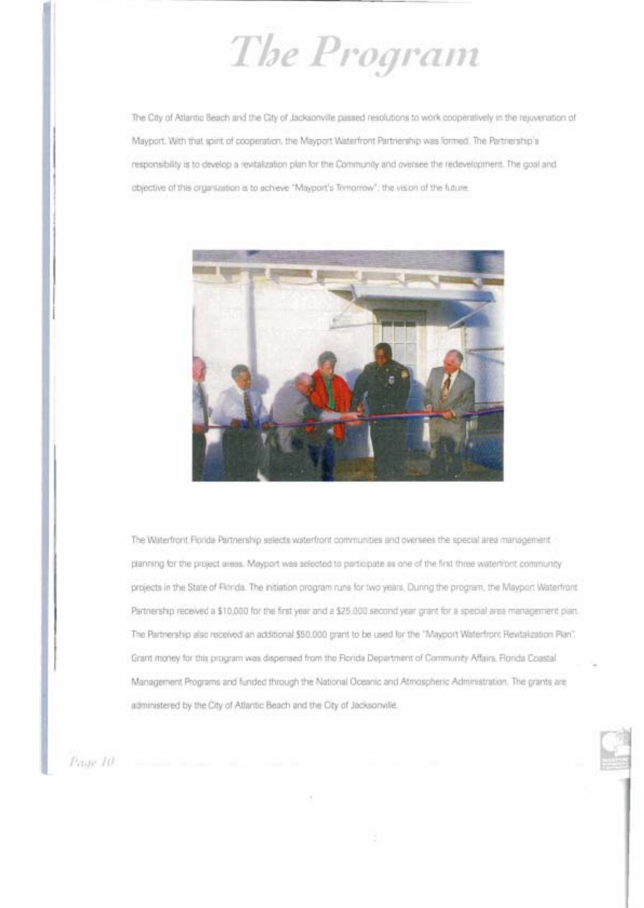# *The Program*

The City of Atlantic Beach and the City of Jacksonville passed resolutions to work cooperatively in the rejuvenation of Mayport. With that spirit of cooperation, the Mayport Waterfront Partnership was formed. The Partnership's responsibility is to develop a revitalization plan for the Community and oversee the redevelopment. The goal and objective of this organization is to achieve "Mayport's Tomorrow"; the vision of the future.

The Waterfront Florida Partnership selects waterfront communities and oversees the special area management planning for the project areas. Mayport was selected to participate as one of the first three waterfront community projects in the State of Florida. The initiation program runs for two years. During the program, the Mayport Waterfront Partnership received a $10,000 for the first year and a $25,000 second year grant for a special area management plan. The Partnership also received an additional $50,000 grant to be used for the "Mayport Waterfront Revitalization Plan". Grant money for this program was dispensed from the Florida Department of Community Affairs, Florida Coastal Management Programs and funded through the National Oceanic and Atmospheric Administration. The grants are administered by the City of Atlantic Beach and the City of Jacksonville.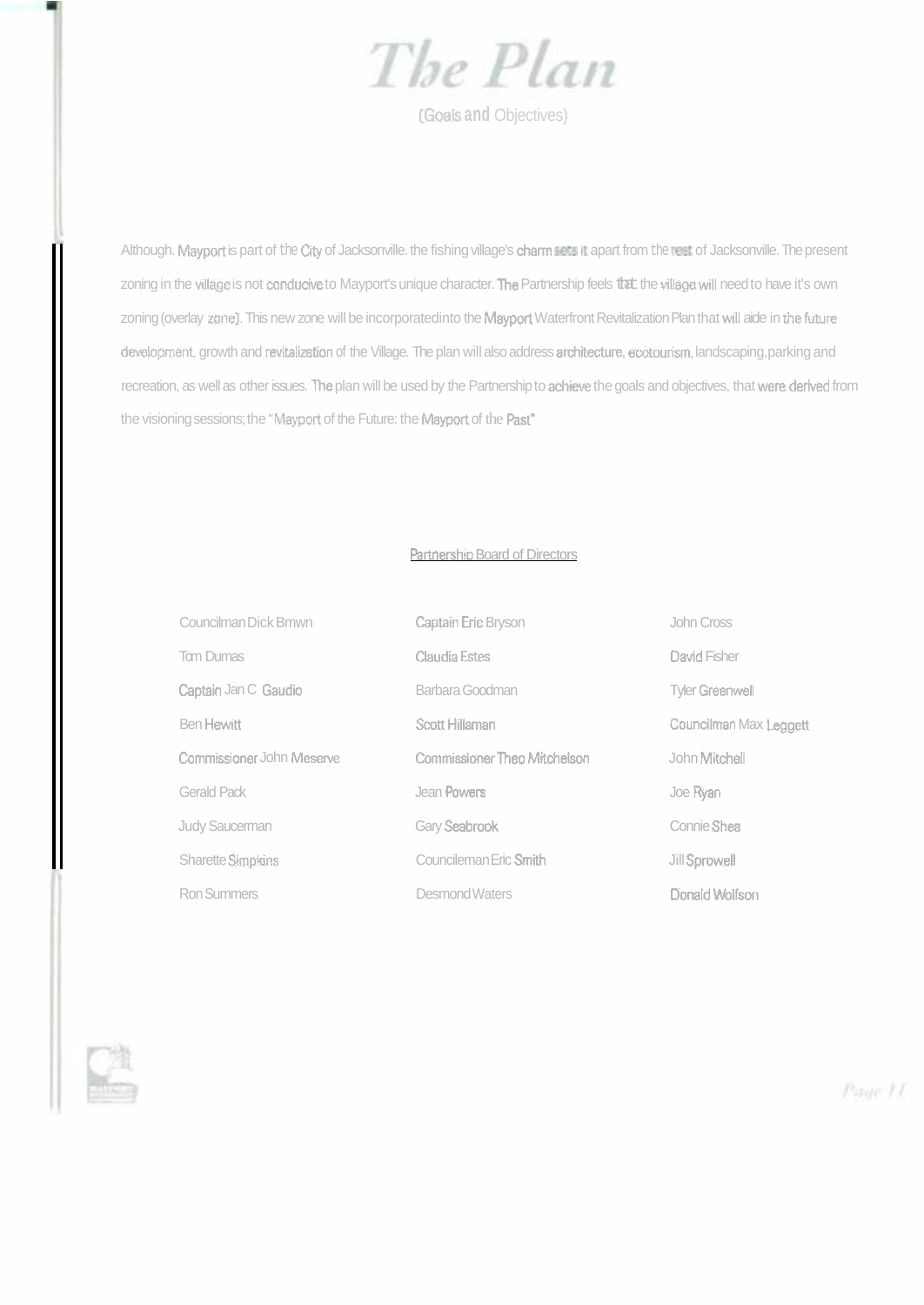# The Plan

(Goals and Objectives)

Although. Mayport is part of the City of Jacksonville. the fishing village's charm sets it apart from the rest of Jacksonville. The present zoning in the village is not conducive to Mayport's unique character. The Partnership feels that the village will need to have it's own zoning (overlay zone). This new zone will be incorporatedinto the Mayport Waterfront Revitalization Plan that will aide in the future development, growth and revitalization of the Village. The plan will also address architecture, ecotourism, landscaping, parking and recreation, as well as other issues. The plan will be used by the Partnership to achieve the goals and objectives, that were derived from the visioning sessions; the "Mayport of the Future: the Mayport of the Past"

Partnership Board of Directors

| | | |
|---|---|---|
| Councilman Dick Bmwn | Captain Eric Bryson | John Cross |
| Tom Dumas | Claudia Estes | David Fisher |
| Captain Jan C Gaudio | Barbara Goodman | Tyler Greenwell |
| Ben Hewitt | Scott Hillaman | Councilman Max Leggett |
| Commissioner John Meserve | Commissioner Theo Mitchelson | John Mitchell |
| Gerald Pack | Jean Powers | Joe Ryan |
| Judy Saucerman | Gary Seabrook | Connie Shea |
| Sharette Simpkins | Counciléman Eric Smith | Jill Sprowell |
| Ron Summers | Desmond Waters | Donald Wolfson |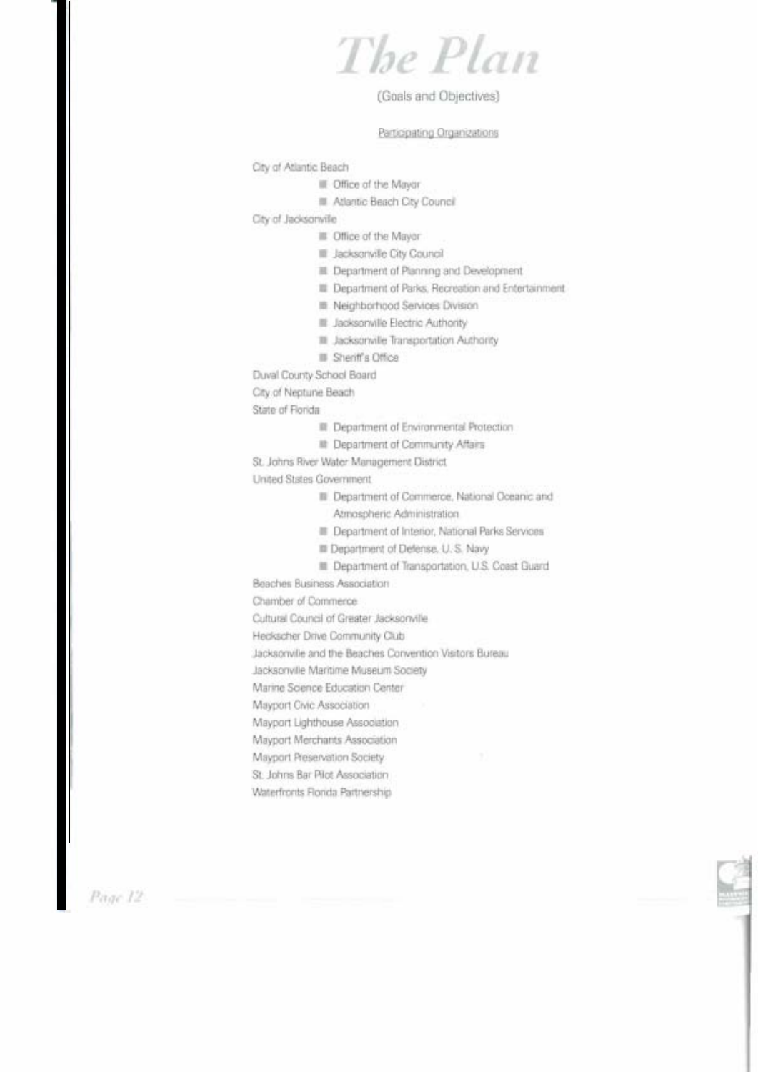# The Plan

(Goals and Objectives)

Participating Organizations

City of Atlantic Beach
- Office of the Mayor
- Atlantic Beach City Council

City of Jacksonville
- Office of the Mayor
- Jacksonville City Council
- Department of Planning and Development
- Department of Parks, Recreation and Entertainment
- Neighborhood Services Division
- Jacksonville Electric Authority
- Jacksonville Transportation Authority
- Sheriff's Office

Duval County School Board

City of Neptune Beach

State of Florida
- Department of Environmental Protection
- Department of Community Affairs

St. Johns River Water Management District

United States Government
- Department of Commerce, National Oceanic and Atmospheric Administration
- Department of Interior, National Parks Services
- Department of Defense, U. S. Navy
- Department of Transportation, U.S. Coast Guard

Beaches Business Association

Chamber of Commerce

Cultural Council of Greater Jacksonville

Heckscher Drive Community Club

Jacksonville and the Beaches Convention Visitors Bureau

Jacksonville Maritime Museum Society

Marine Science Education Center

Mayport Civic Association

Mayport Lighthouse Association

Mayport Merchants Association

Mayport Preservation Society

St. Johns Bar Pilot Association

Waterfronts Florida Partnership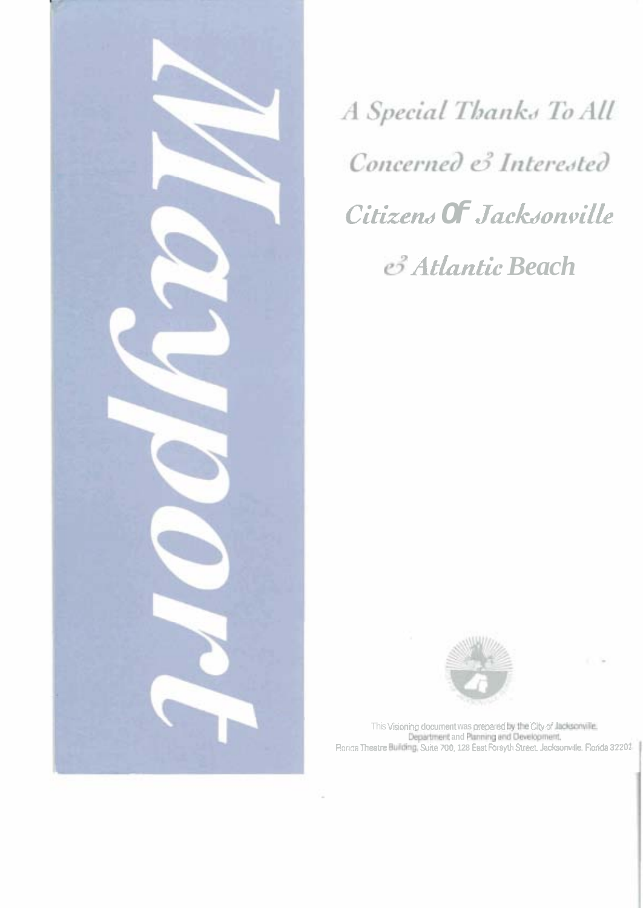# Mayport

*A Special Thanks To All*

*Concerned & Interested*

*Citizens Of Jacksonville*

*& Atlantic Beach*

This Visioning document was prepared by the City of Jacksonville, Department and Planning and Development, Florida Theatre Building, Suite 700, 128 East Forsyth Street, Jacksonville, Florida 32202